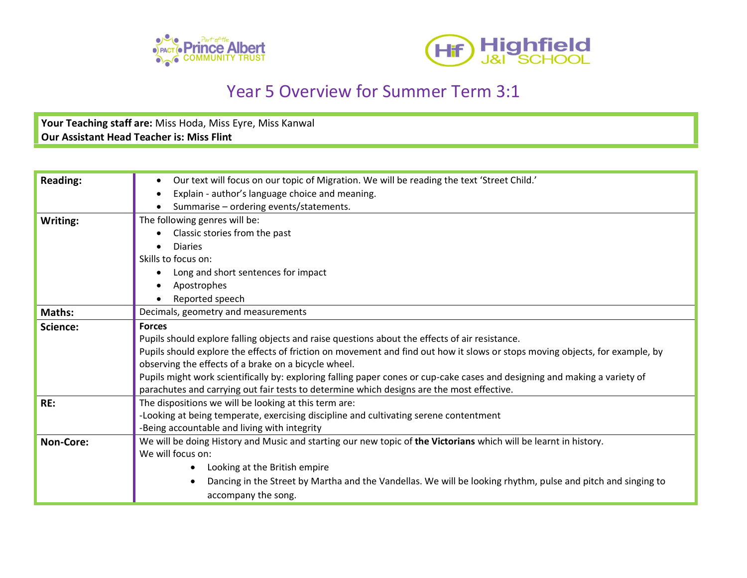# Year 5 Overview for Summer Term 3:1

**Your Teaching staff are:** Miss Hoda, Miss Eyre, Miss Kanwal
**Our Assistant Head Teacher is: Miss Flint**

| | |
|---|---|
| **Reading:** | • Our text will focus on our topic of Migration. We will be reading the text 'Street Child.'<br>• Explain - author's language choice and meaning.<br>• Summarise – ordering events/statements. |
| **Writing:** | The following genres will be:<br>• Classic stories from the past<br>• Diaries<br>Skills to focus on:<br>• Long and short sentences for impact<br>• Apostrophes<br>• Reported speech |
| **Maths:** | Decimals, geometry and measurements |
| **Science:** | **Forces**<br>Pupils should explore falling objects and raise questions about the effects of air resistance.<br>Pupils should explore the effects of friction on movement and find out how it slows or stops moving objects, for example, by observing the effects of a brake on a bicycle wheel.<br>Pupils might work scientifically by: exploring falling paper cones or cup-cake cases and designing and making a variety of parachutes and carrying out fair tests to determine which designs are the most effective. |
| **RE:** | The dispositions we will be looking at this term are:<br>-Looking at being temperate, exercising discipline and cultivating serene contentment<br>-Being accountable and living with integrity |
| **Non-Core:** | We will be doing History and Music and starting our new topic of **the Victorians** which will be learnt in history.<br>We will focus on:<br>• Looking at the British empire<br>• Dancing in the Street by Martha and the Vandellas. We will be looking rhythm, pulse and pitch and singing to accompany the song. |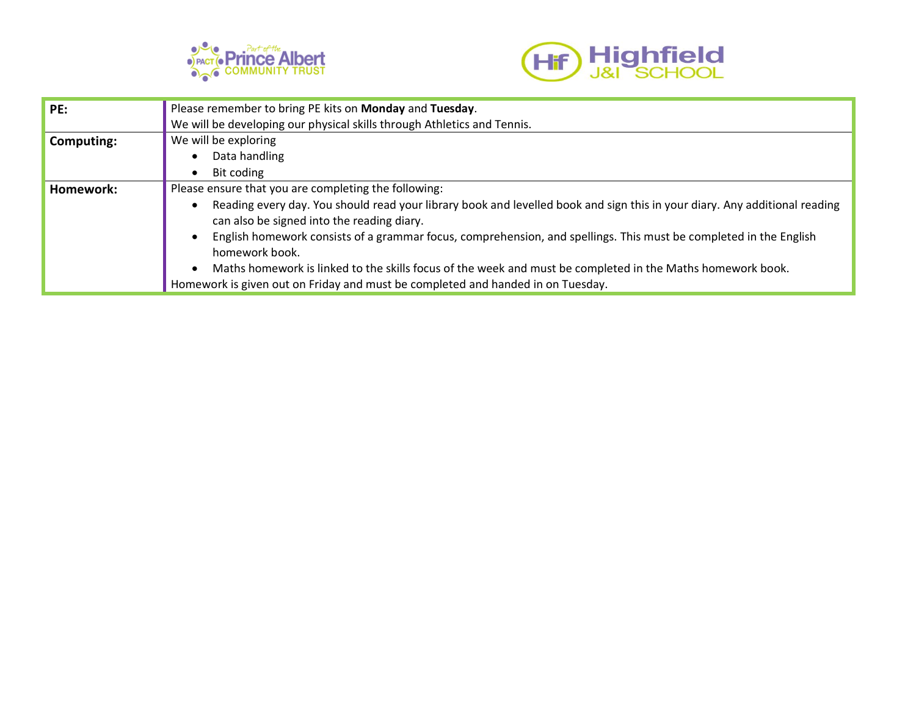| | |
|---|---|
| **PE:** | Please remember to bring PE kits on **Monday** and **Tuesday**.<br>We will be developing our physical skills through Athletics and Tennis. |
| **Computing:** | We will be exploring<br>• Data handling<br>• Bit coding |
| **Homework:** | Please ensure that you are completing the following:<br>• Reading every day. You should read your library book and levelled book and sign this in your diary. Any additional reading can also be signed into the reading diary.<br>• English homework consists of a grammar focus, comprehension, and spellings. This must be completed in the English homework book.<br>• Maths homework is linked to the skills focus of the week and must be completed in the Maths homework book.<br>Homework is given out on Friday and must be completed and handed in on Tuesday. |